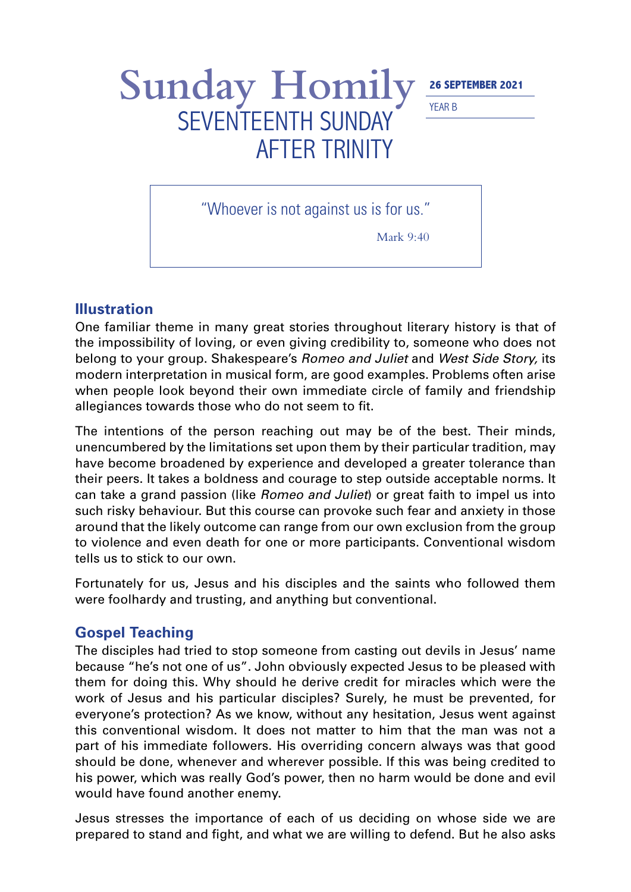# Sunday Homily

## SEVENTEENTH SUNDAY AFTER TRINITY

**26 SEPTEMBER 2021**

YEAR B

> "Whoever is not against us is for us."
>
> Mark 9:40

### Illustration

One familiar theme in many great stories throughout literary history is that of the impossibility of loving, or even giving credibility to, someone who does not belong to your group. Shakespeare's *Romeo and Juliet* and *West Side Story,* its modern interpretation in musical form, are good examples. Problems often arise when people look beyond their own immediate circle of family and friendship allegiances towards those who do not seem to fit.

The intentions of the person reaching out may be of the best. Their minds, unencumbered by the limitations set upon them by their particular tradition, may have become broadened by experience and developed a greater tolerance than their peers. It takes a boldness and courage to step outside acceptable norms. It can take a grand passion (like *Romeo and Juliet*) or great faith to impel us into such risky behaviour. But this course can provoke such fear and anxiety in those around that the likely outcome can range from our own exclusion from the group to violence and even death for one or more participants. Conventional wisdom tells us to stick to our own.

Fortunately for us, Jesus and his disciples and the saints who followed them were foolhardy and trusting, and anything but conventional.

### Gospel Teaching

The disciples had tried to stop someone from casting out devils in Jesus' name because "he's not one of us". John obviously expected Jesus to be pleased with them for doing this. Why should he derive credit for miracles which were the work of Jesus and his particular disciples? Surely, he must be prevented, for everyone's protection? As we know, without any hesitation, Jesus went against this conventional wisdom. It does not matter to him that the man was not a part of his immediate followers. His overriding concern always was that good should be done, whenever and wherever possible. If this was being credited to his power, which was really God's power, then no harm would be done and evil would have found another enemy.

Jesus stresses the importance of each of us deciding on whose side we are prepared to stand and fight, and what we are willing to defend. But he also asks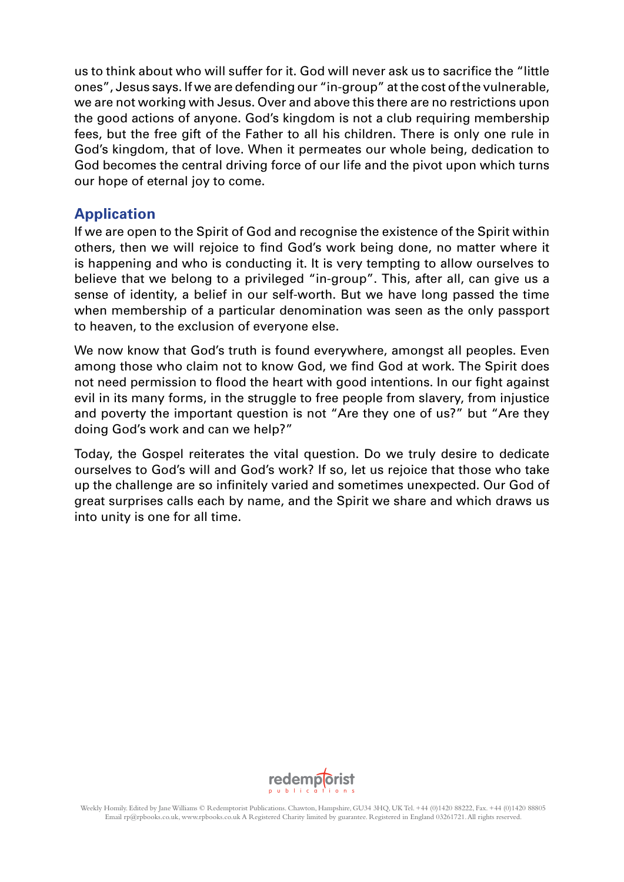us to think about who will suffer for it. God will never ask us to sacrifice the "little ones", Jesus says. If we are defending our "in-group" at the cost of the vulnerable, we are not working with Jesus. Over and above this there are no restrictions upon the good actions of anyone. God's kingdom is not a club requiring membership fees, but the free gift of the Father to all his children. There is only one rule in God's kingdom, that of love. When it permeates our whole being, dedication to God becomes the central driving force of our life and the pivot upon which turns our hope of eternal joy to come.

## Application

If we are open to the Spirit of God and recognise the existence of the Spirit within others, then we will rejoice to find God's work being done, no matter where it is happening and who is conducting it. It is very tempting to allow ourselves to believe that we belong to a privileged "in-group". This, after all, can give us a sense of identity, a belief in our self-worth. But we have long passed the time when membership of a particular denomination was seen as the only passport to heaven, to the exclusion of everyone else.

We now know that God's truth is found everywhere, amongst all peoples. Even among those who claim not to know God, we find God at work. The Spirit does not need permission to flood the heart with good intentions. In our fight against evil in its many forms, in the struggle to free people from slavery, from injustice and poverty the important question is not "Are they one of us?" but "Are they doing God's work and can we help?"

Today, the Gospel reiterates the vital question. Do we truly desire to dedicate ourselves to God's will and God's work? If so, let us rejoice that those who take up the challenge are so infinitely varied and sometimes unexpected. Our God of great surprises calls each by name, and the Spirit we share and which draws us into unity is one for all time.

redemptorist publications

Weekly Homily. Edited by Jane Williams © Redemptorist Publications. Chawton, Hampshire, GU34 3HQ, UK Tel. +44 (0)1420 88222, Fax. +44 (0)1420 88805 Email rp@rpbooks.co.uk, www.rpbooks.co.uk A Registered Charity limited by guarantee. Registered in England 03261721. All rights reserved.